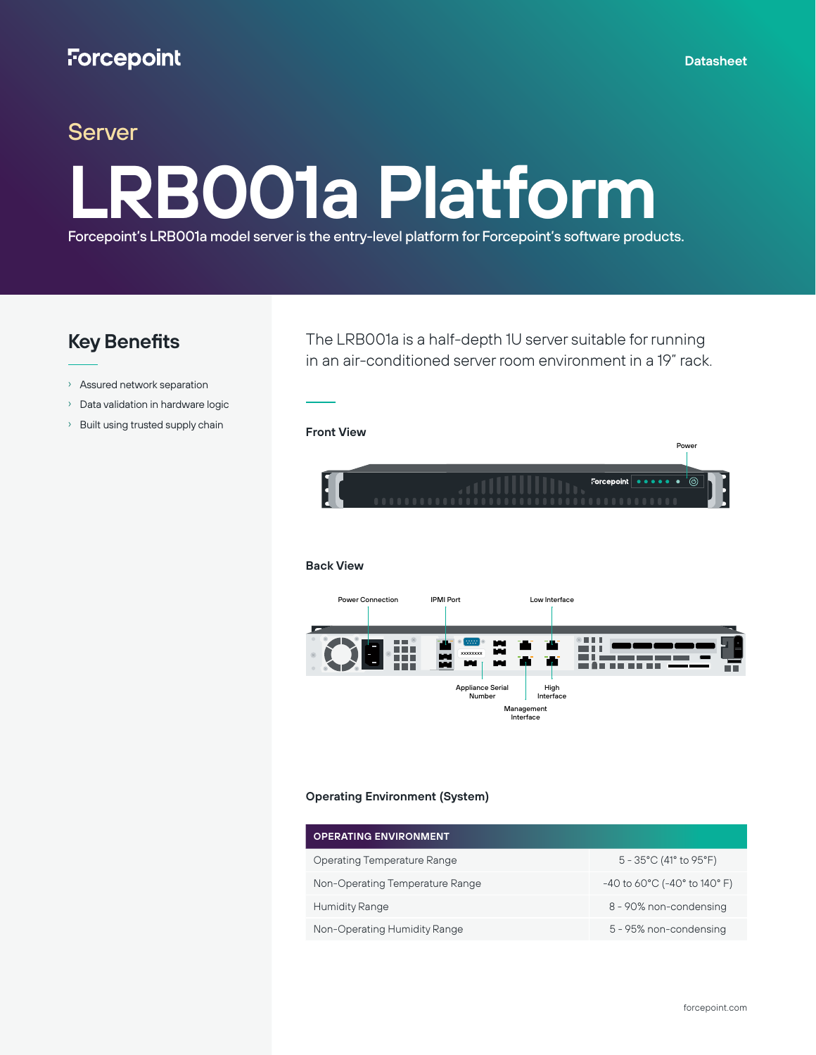Forcepoint

Datasheet

## Server

# LRB001a Platform

Forcepoint's LRB001a model server is the entry-level platform for Forcepoint's software products.

## Key Benefits

- Assured network separation
- Data validation in hardware logic
- Built using trusted supply chain

The LRB001a is a half-depth 1U server suitable for running in an air-conditioned server room environment in a 19" rack.

### Front View

Power

### Back View

Power Connection

IPMI Port

Low Interface

Appliance Serial Number

High Interface

Management Interface

### Operating Environment (System)

| OPERATING ENVIRONMENT | |
|---|---|
| Operating Temperature Range | 5 - 35°C (41° to 95°F) |
| Non-Operating Temperature Range | -40 to 60°C (-40° to 140° F) |
| Humidity Range | 8 - 90% non-condensing |
| Non-Operating Humidity Range | 5 - 95% non-condensing |

forcepoint.com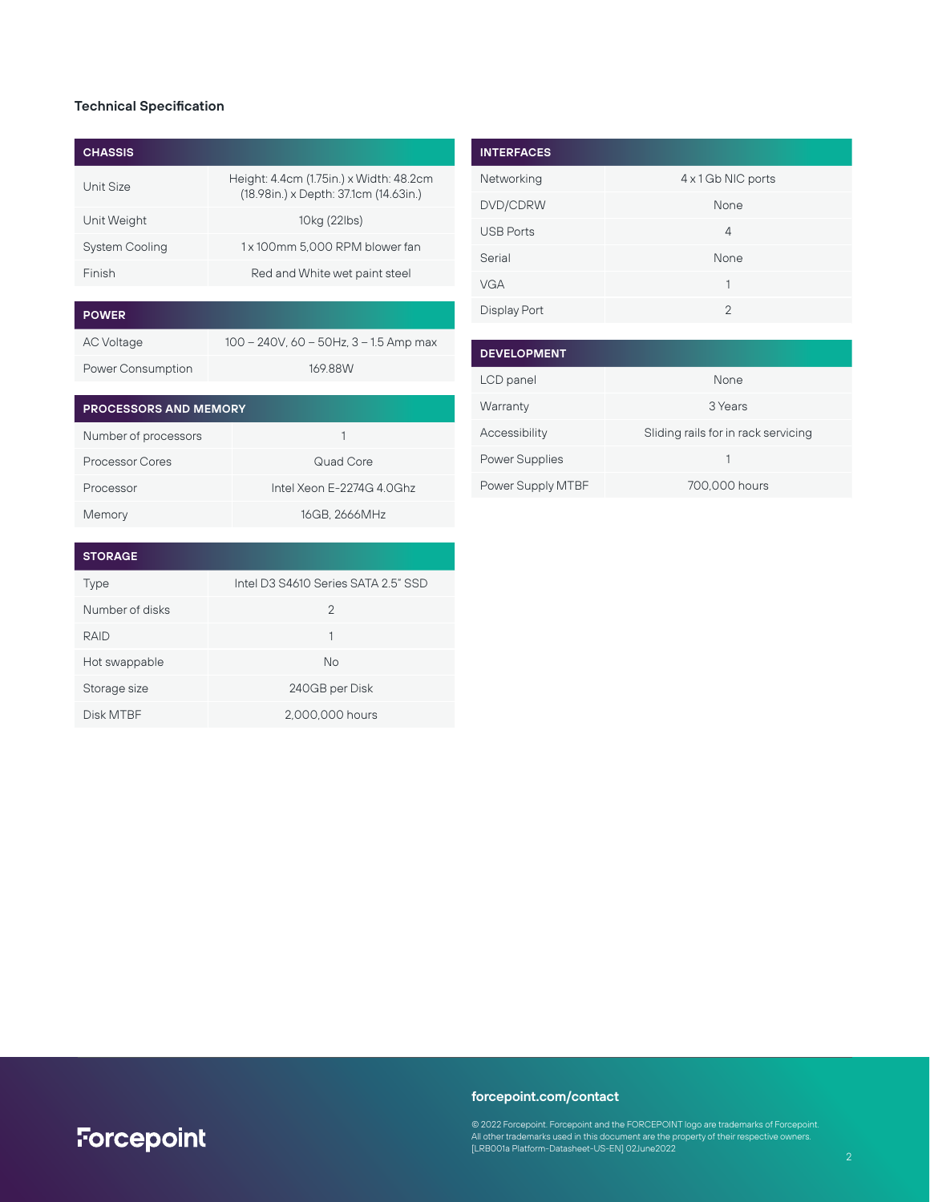## Technical Specification

| CHASSIS | |
|---|---|
| Unit Size | Height: 4.4cm (1.75in.) x Width: 48.2cm (18.98in.) x Depth: 37.1cm (14.63in.) |
| Unit Weight | 10kg (22lbs) |
| System Cooling | 1 x 100mm 5,000 RPM blower fan |
| Finish | Red and White wet paint steel |

| POWER | |
|---|---|
| AC Voltage | 100 – 240V, 60 – 50Hz, 3 – 1.5 Amp max |
| Power Consumption | 169.88W |

| PROCESSORS AND MEMORY | |
|---|---|
| Number of processors | 1 |
| Processor Cores | Quad Core |
| Processor | Intel Xeon E-2274G 4.0Ghz |
| Memory | 16GB, 2666MHz |

| STORAGE | |
|---|---|
| Type | Intel D3 S4610 Series SATA 2.5" SSD |
| Number of disks | 2 |
| RAID | 1 |
| Hot swappable | No |
| Storage size | 240GB per Disk |
| Disk MTBF | 2,000,000 hours |

| INTERFACES | |
|---|---|
| Networking | 4 x 1 Gb NIC ports |
| DVD/CDRW | None |
| USB Ports | 4 |
| Serial | None |
| VGA | 1 |
| Display Port | 2 |

| DEVELOPMENT | |
|---|---|
| LCD panel | None |
| Warranty | 3 Years |
| Accessibility | Sliding rails for in rack servicing |
| Power Supplies | 1 |
| Power Supply MTBF | 700,000 hours |

Forcepoint

**forcepoint.com/contact**

© 2022 Forcepoint. Forcepoint and the FORCEPOINT logo are trademarks of Forcepoint. All other trademarks used in this document are the property of their respective owners. [LRB001a Platform-Datasheet-US-EN] 02June2022